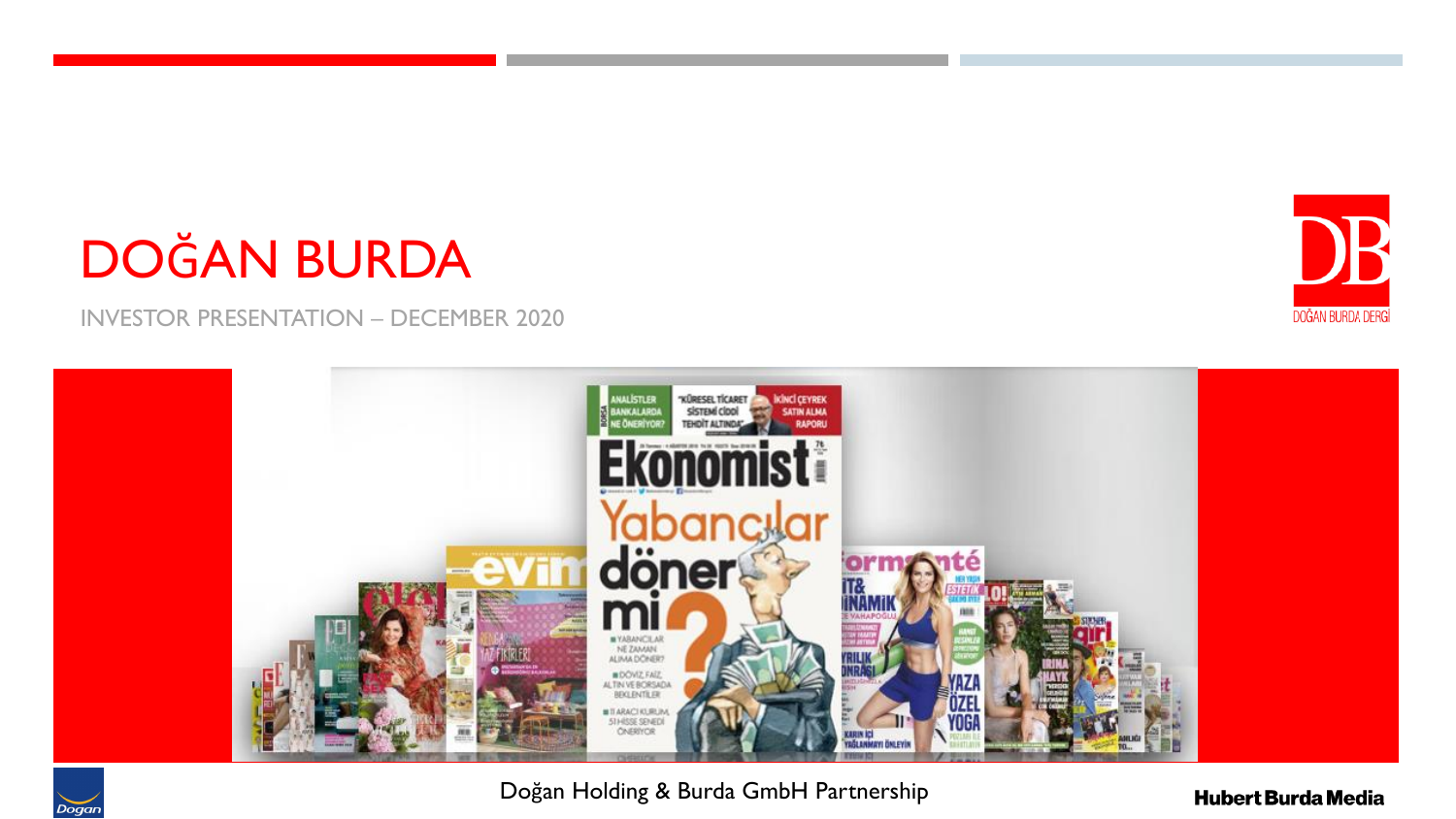# DOĞAN BURDA

INVESTOR PRESENTATION – DECEMBER 2020

Doğan Holding & Burda GmbH Partnership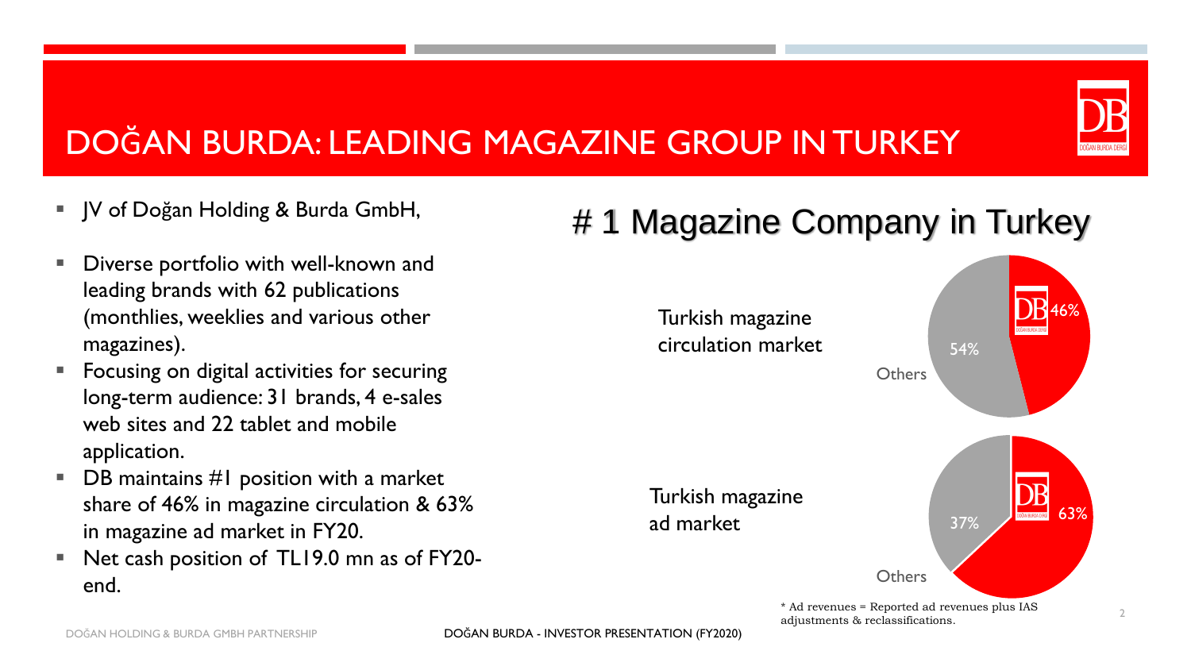# DOĞAN BURDA: LEADING MAGAZINE GROUP IN TURKEY

- JV of Doğan Holding & Burda GmbH,
- Diverse portfolio with well-known and leading brands with 62 publications (monthlies, weeklies and various other magazines).
- Focusing on digital activities for securing long-term audience: 31 brands, 4 e-sales web sites and 22 tablet and mobile application.
- DB maintains #1 position with a market share of 46% in magazine circulation & 63% in magazine ad market in FY20.
- Net cash position of TL19.0 mn as of FY20-end.

## # 1 Magazine Company in Turkey

Turkish magazine circulation market

| | Share |
|---|---|
| DB | 46% |
| Others | 54% |

Turkish magazine ad market

| | Share |
|---|---|
| DB | 63% |
| Others | 37% |

* Ad revenues = Reported ad revenues plus IAS adjustments & reclassifications.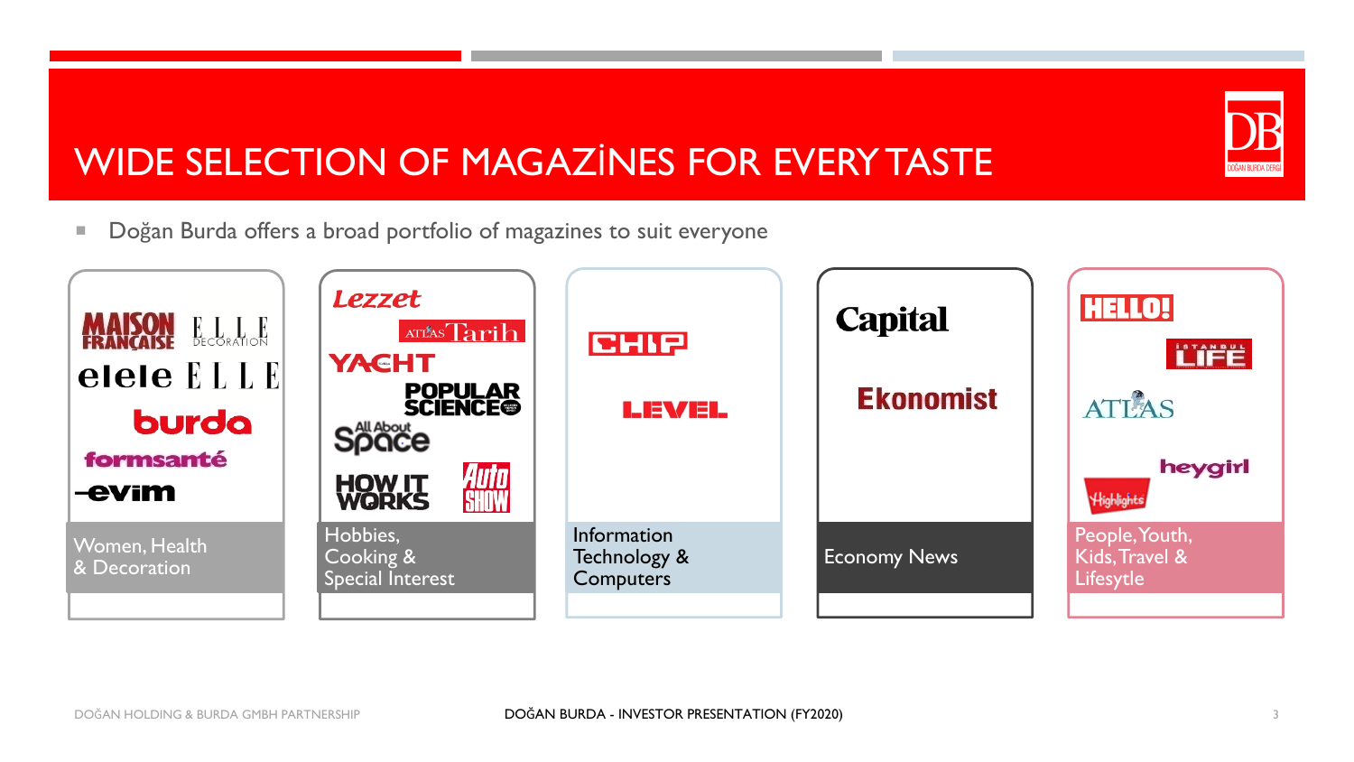# WIDE SELECTION OF MAGAZİNES FOR EVERY TASTE

- Doğan Burda offers a broad portfolio of magazines to suit everyone

| Women, Health & Decoration | Hobbies, Cooking & Special Interest | Information Technology & Computers | Economy News | People, Youth, Kids, Travel & Lifesytle |
|---|---|---|---|---|
| Maison Française, Elle Decoration, elele, Elle, burda, formsanté, evim | Lezzet, Atlas Tarih, Yacht, Popular Science, All About Space, How It Works, Auto Show | Chip, Level | Capital, Ekonomist | Hello!, İstanbul Life, Atlas, heygirl, Highlights |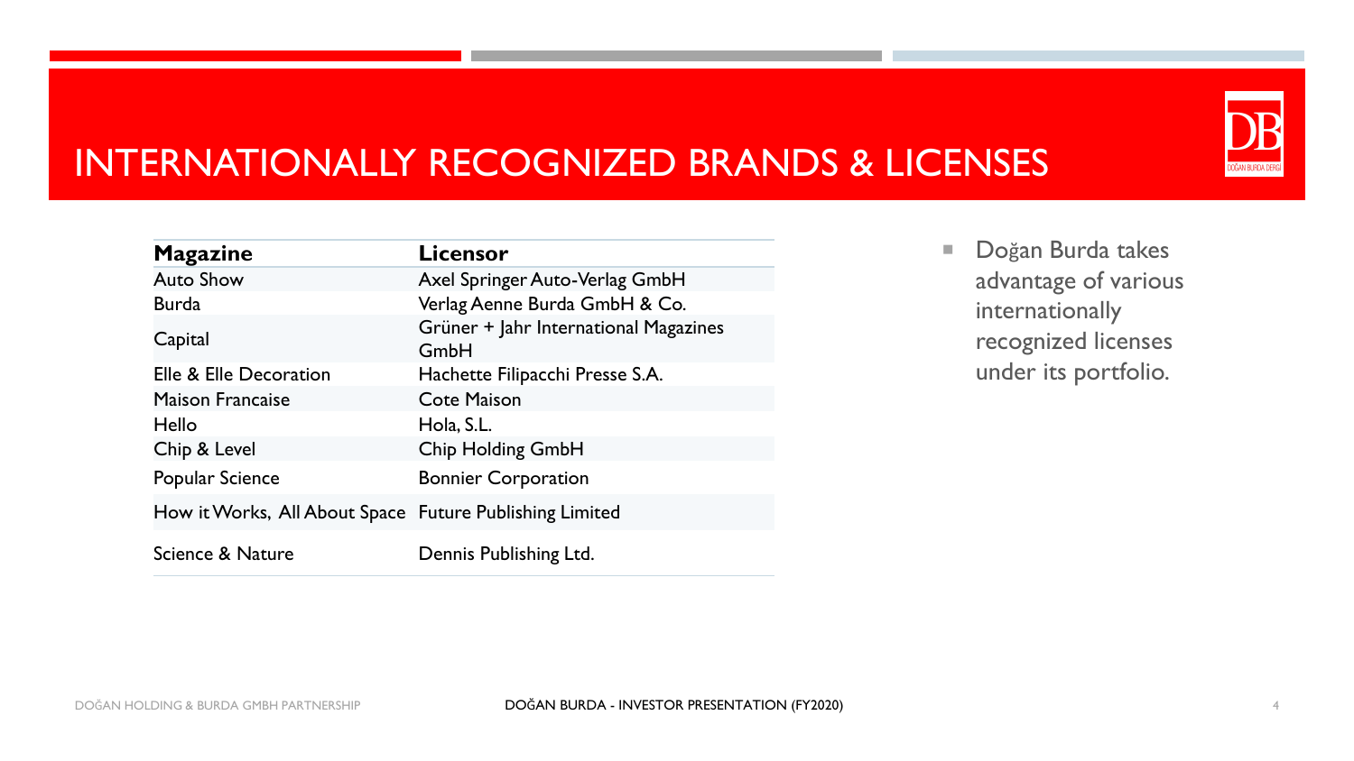# INTERNATIONALLY RECOGNIZED BRANDS & LICENSES

| Magazine | Licensor |
|---|---|
| Auto Show | Axel Springer Auto-Verlag GmbH |
| Burda | Verlag Aenne Burda GmbH & Co. |
| Capital | Grüner + Jahr International Magazines GmbH |
| Elle & Elle Decoration | Hachette Filipacchi Presse S.A. |
| Maison Francaise | Cote Maison |
| Hello | Hola, S.L. |
| Chip & Level | Chip Holding GmbH |
| Popular Science | Bonnier Corporation |
| How it Works, All About Space | Future Publishing Limited |
| Science & Nature | Dennis Publishing Ltd. |

- Doğan Burda takes advantage of various internationally recognized licenses under its portfolio.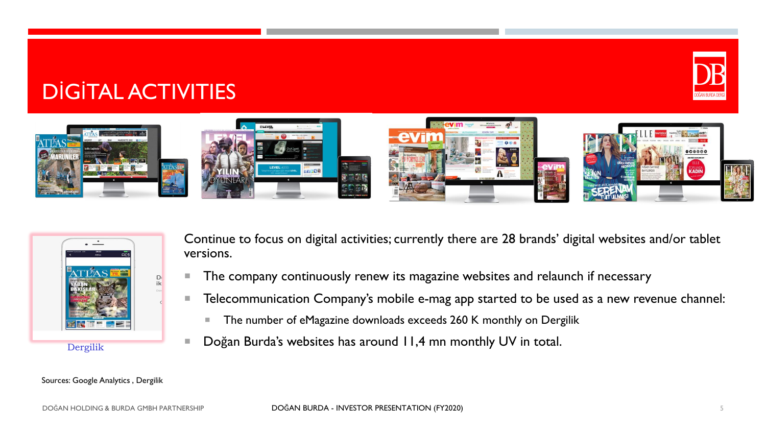# DİGİTAL ACTIVITIES

Dergilik

Continue to focus on digital activities; currently there are 28 brands' digital websites and/or tablet versions.

- The company continuously renew its magazine websites and relaunch if necessary
- Telecommunication Company's mobile e-mag app started to be used as a new revenue channel:
  - The number of eMagazine downloads exceeds 260 K monthly on Dergilik
- Doğan Burda's websites has around 11,4 mn monthly UV in total.

Sources: Google Analytics , Dergilik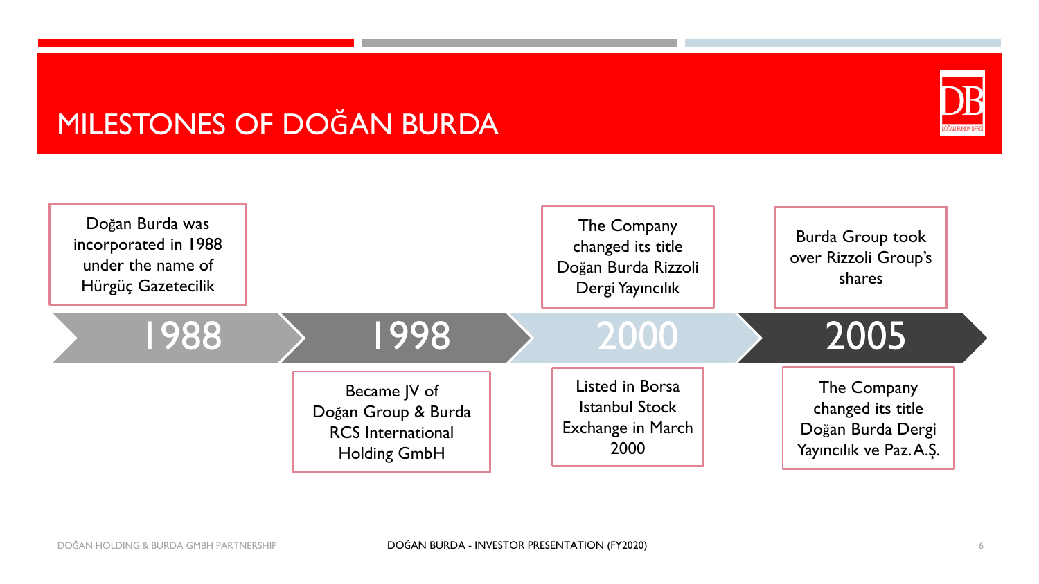# MILESTONES OF DOĞAN BURDA

**1988**

Doğan Burda was incorporated in 1988 under the name of Hürgüç Gazetecilik

**1998**

Became JV of Doğan Group & Burda RCS International Holding GmbH

**2000**

The Company changed its title Doğan Burda Rizzoli Dergi Yayıncılık

Listed in Borsa Istanbul Stock Exchange in March 2000

**2005**

Burda Group took over Rizzoli Group's shares

The Company changed its title Doğan Burda Dergi Yayıncılık ve Paz. A.Ş.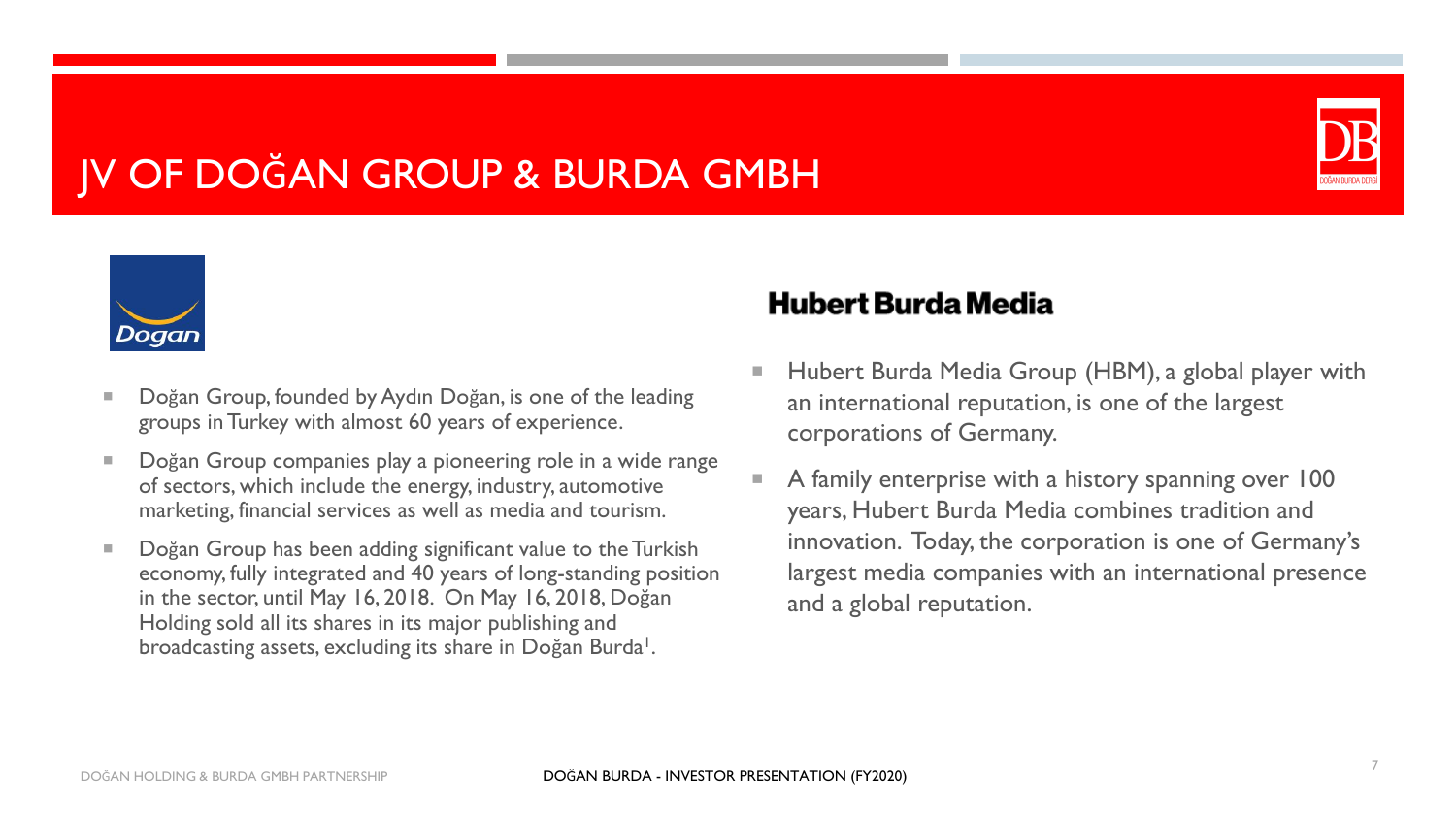# JV OF DOĞAN GROUP & BURDA GMBH

Dogan

- Doğan Group, founded by Aydın Doğan, is one of the leading groups in Turkey with almost 60 years of experience.
- Doğan Group companies play a pioneering role in a wide range of sectors, which include the energy, industry, automotive marketing, financial services as well as media and tourism.
- Doğan Group has been adding significant value to the Turkish economy, fully integrated and 40 years of long-standing position in the sector, until May 16, 2018. On May 16, 2018, Doğan Holding sold all its shares in its major publishing and broadcasting assets, excluding its share in Doğan Burda[1].

## Hubert Burda Media

- Hubert Burda Media Group (HBM), a global player with an international reputation, is one of the largest corporations of Germany.
- A family enterprise with a history spanning over 100 years, Hubert Burda Media combines tradition and innovation. Today, the corporation is one of Germany's largest media companies with an international presence and a global reputation.

DOĞAN HOLDING & BURDA GMBH PARTNERSHIP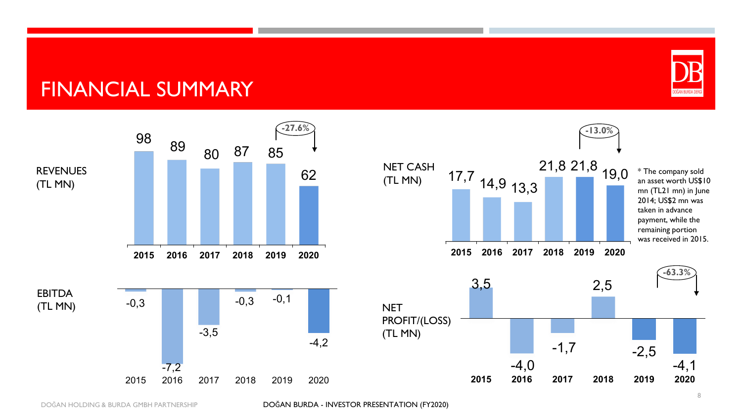# FINANCIAL SUMMARY

**REVENUES (TL MN)**

| 2015 | 2016 | 2017 | 2018 | 2019 | 2020 |
|---|---|---|---|---|---|
| 98 | 89 | 80 | 87 | 85 | 62 |

-27.6%

**NET CASH (TL MN)**

| 2015 | 2016 | 2017 | 2018 | 2019 | 2020 |
|---|---|---|---|---|---|
| 17,7 | 14,9 | 13,3 | 21,8 | 21,8 | 19,0 |

-13.0%

* The company sold an asset worth US$10 mn (TL21 mn) in June 2014; US$2 mn was taken in advance payment, while the remaining portion was received in 2015.

**EBITDA (TL MN)**

| 2015 | 2016 | 2017 | 2018 | 2019 | 2020 |
|---|---|---|---|---|---|
| -0,3 | -7,2 | -3,5 | -0,3 | -0,1 | -4,2 |

**NET PROFIT/(LOSS) (TL MN)**

| 2015 | 2016 | 2017 | 2018 | 2019 | 2020 |
|---|---|---|---|---|---|
| 3,5 | -4,0 | -1,7 | 2,5 | -2,5 | -4,1 |

-63.3%

DOĞAN HOLDING & BURDA GMBH PARTNERSHIP

DOĞAN BURDA - INVESTOR PRESENTATION (FY2020)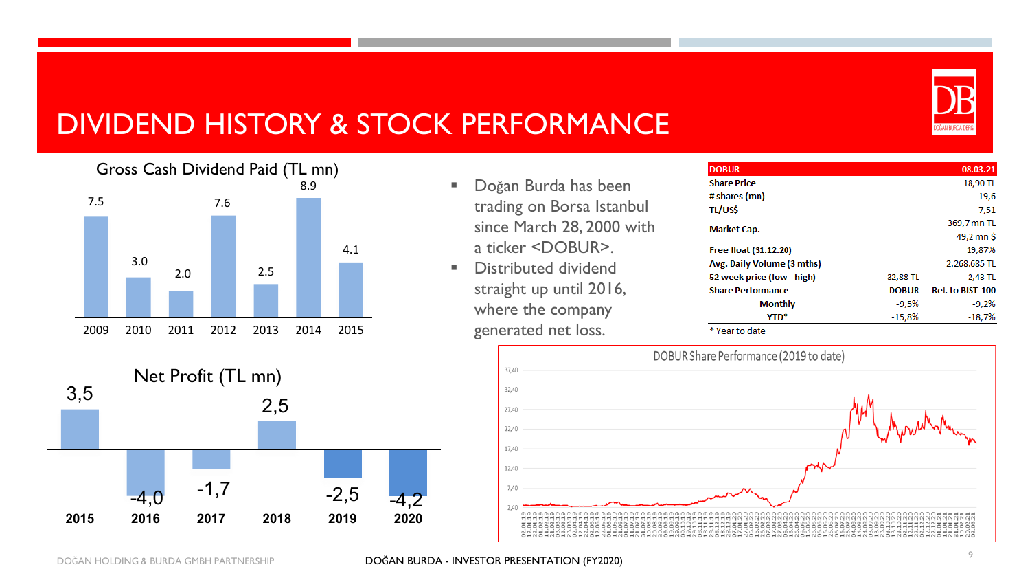# DIVIDEND HISTORY & STOCK PERFORMANCE

**Gross Cash Dividend Paid (TL mn)**

| 2009 | 2010 | 2011 | 2012 | 2013 | 2014 | 2015 |
|---|---|---|---|---|---|---|
| 7.5 | 3.0 | 2.0 | 7.6 | 2.5 | 8.9 | 4.1 |

**Net Profit (TL mn)**

| 2015 | 2016 | 2017 | 2018 | 2019 | 2020 |
|---|---|---|---|---|---|
| 3,5 | -4,0 | -1,7 | 2,5 | -2,5 | -4,2 |

- Doğan Burda has been trading on Borsa Istanbul since March 28, 2000 with a ticker <DOBUR>.
- Distributed dividend straight up until 2016, where the company generated net loss.

| DOBUR | | 08.03.21 |
|---|---|---|
| Share Price | | 18,90 TL |
| # shares (mn) | | 19,6 |
| TL/US$ | | 7,51 |
| Market Cap. | | 369,7 mn TL |
| | | 49,2 mn $ |
| Free float (31.12.20) | | 19,87% |
| Avg. Daily Volume (3 mths) | | 2.268.685 TL |
| 52 week price (low - high) | 32,88 TL | 2,43 TL |
| Share Performance | DOBUR | Rel. to BIST-100 |
| Monthly | -9,5% | -9,2% |
| YTD* | -15,8% | -18,7% |

\* Year to date

**DOBUR Share Performance (2019 to date)**

DOĞAN HOLDING & BURDA GMBH PARTNERSHIP

DOĞAN BURDA - INVESTOR PRESENTATION (FY2020)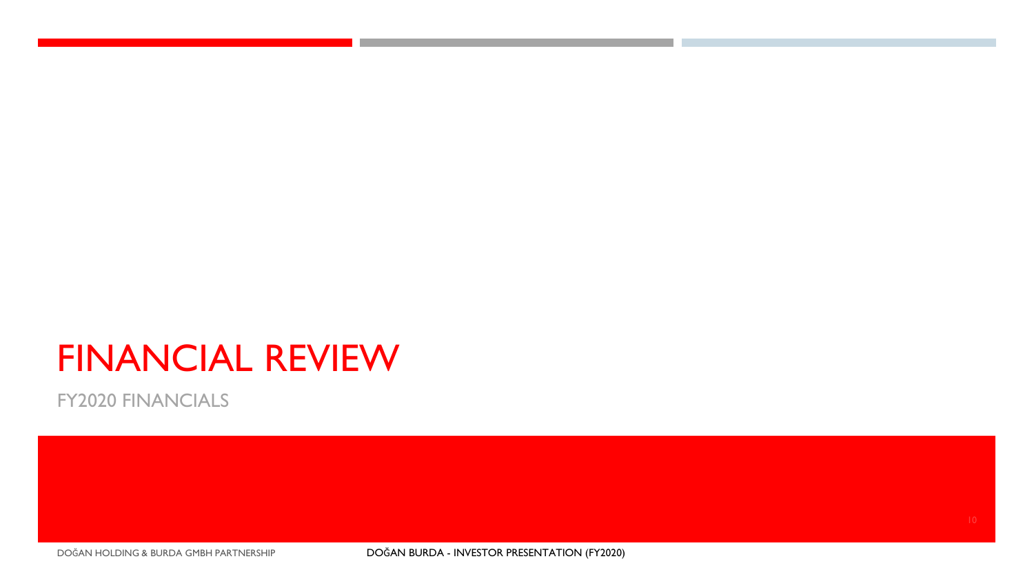# FINANCIAL REVIEW

FY2020 FINANCIALS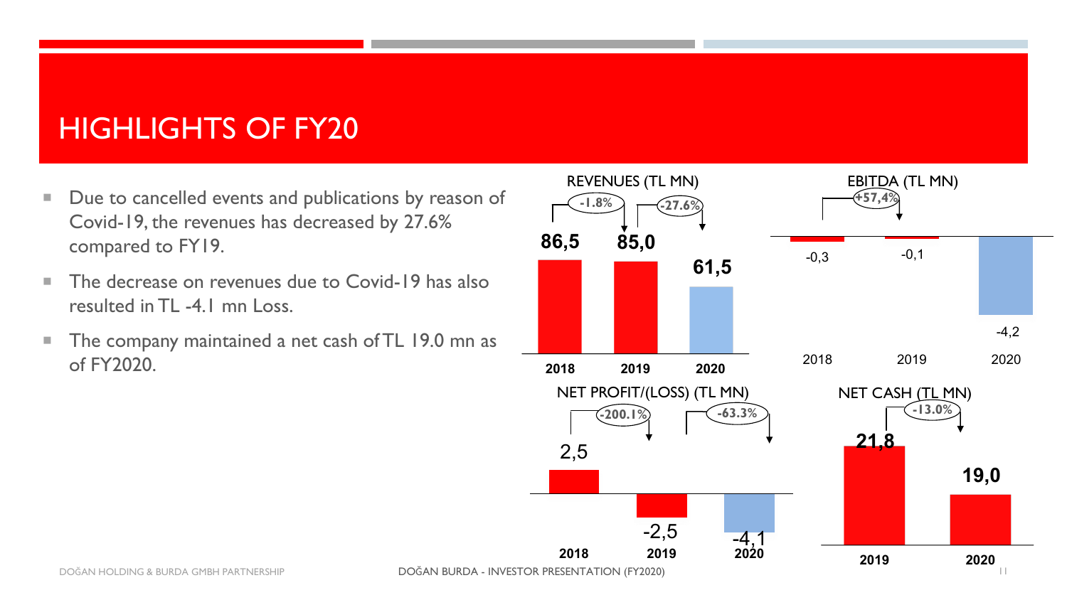# HIGHLIGHTS OF FY20

- Due to cancelled events and publications by reason of Covid-19, the revenues has decreased by 27.6% compared to FY19.
- The decrease on revenues due to Covid-19 has also resulted in TL -4.1 mn Loss.
- The company maintained a net cash of TL 19.0 mn as of FY2020.

**REVENUES (TL MN)**

| | 2018 | 2019 | 2020 |
|---|---|---|---|
| Revenues | 86,5 | 85,0 | 61,5 |
| Change | | -1.8% | -27.6% |

**EBITDA (TL MN)**

| | 2018 | 2019 | 2020 |
|---|---|---|---|
| EBITDA | -0,3 | -0,1 | -4,2 |
| Change | | +57,4% | |

**NET PROFIT/(LOSS) (TL MN)**

| | 2018 | 2019 | 2020 |
|---|---|---|---|
| Net Profit/(Loss) | 2,5 | -2,5 | -4,1 |
| Change | | -200.1% | -63.3% |

**NET CASH (TL MN)**

| | 2019 | 2020 |
|---|---|---|
| Net Cash | 21,8 | 19,0 |
| Change | | -13.0% |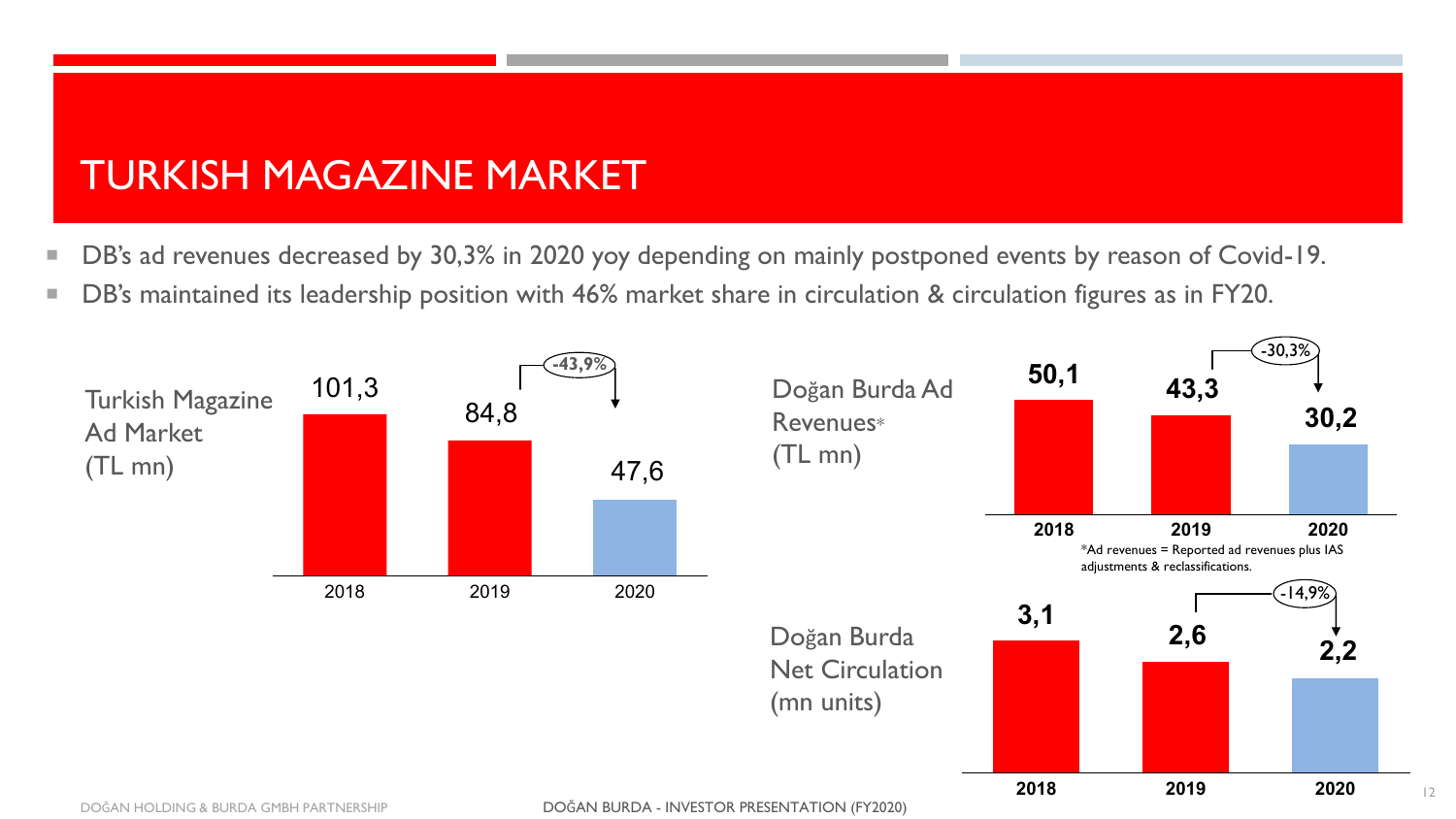# TURKISH MAGAZINE MARKET

- DB's ad revenues decreased by 30,3% in 2020 yoy depending on mainly postponed events by reason of Covid-19.
- DB's maintained its leadership position with 46% market share in circulation & circulation figures as in FY20.

**Turkish Magazine Ad Market (TL mn)**

| 2018 | 2019 | 2020 |
|---|---|---|
| 101,3 | 84,8 | 47,6 |

-43,9%

**Doğan Burda Ad Revenues* (TL mn)**

| 2018 | 2019 | 2020 |
|---|---|---|
| 50,1 | 43,3 | 30,2 |

-30,3%

*Ad revenues = Reported ad revenues plus IAS adjustments & reclassifications.

**Doğan Burda Net Circulation (mn units)**

| 2018 | 2019 | 2020 |
|---|---|---|
| 3,1 | 2,6 | 2,2 |

-14,9%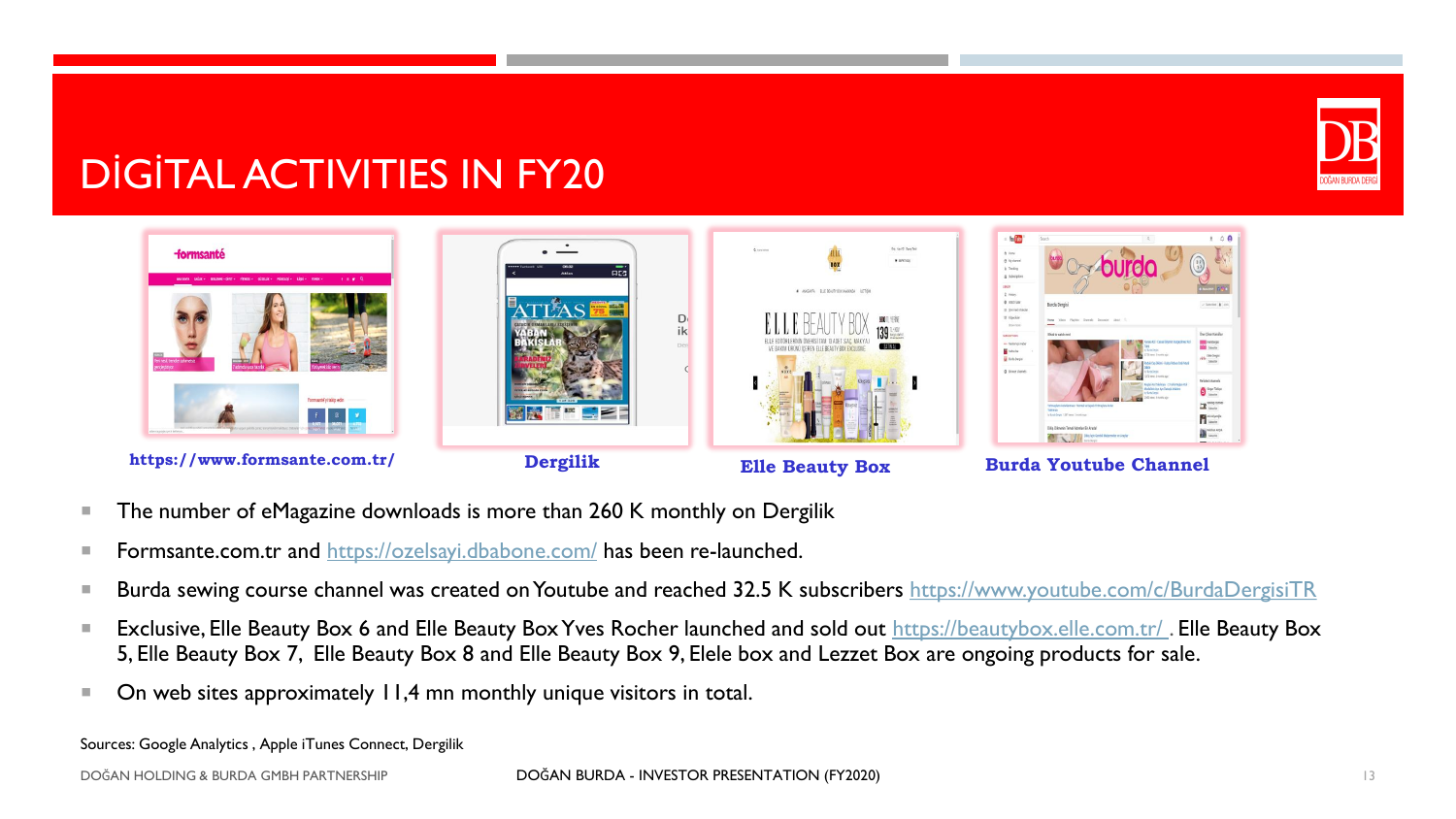# DİGİTAL ACTIVITIES IN FY20

https://www.formsante.com.tr/

Dergilik

Elle Beauty Box

Burda Youtube Channel

- The number of eMagazine downloads is more than 260 K monthly on Dergilik
- Formsante.com.tr and https://ozelsayi.dbabone.com/ has been re-launched.
- Burda sewing course channel was created on Youtube and reached 32.5 K subscribers https://www.youtube.com/c/BurdaDergisiTR
- Exclusive, Elle Beauty Box 6 and Elle Beauty Box Yves Rocher launched and sold out https://beautybox.elle.com.tr/ . Elle Beauty Box 5, Elle Beauty Box 7, Elle Beauty Box 8 and Elle Beauty Box 9, Elele box and Lezzet Box are ongoing products for sale.
- On web sites approximately 11,4 mn monthly unique visitors in total.

Sources: Google Analytics , Apple iTunes Connect, Dergilik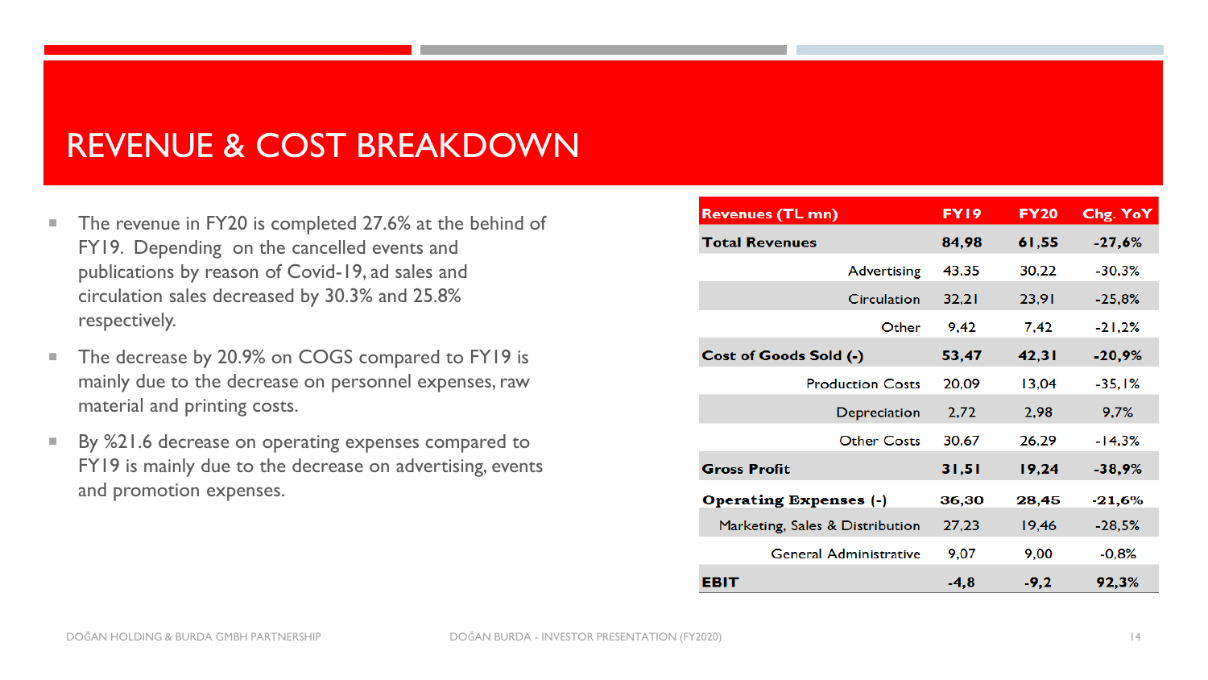# REVENUE & COST BREAKDOWN

- The revenue in FY20 is completed 27.6% at the behind of FY19. Depending on the cancelled events and publications by reason of Covid-19, ad sales and circulation sales decreased by 30.3% and 25.8% respectively.
- The decrease by 20.9% on COGS compared to FY19 is mainly due to the decrease on personnel expenses, raw material and printing costs.
- By %21.6 decrease on operating expenses compared to FY19 is mainly due to the decrease on advertising, events and promotion expenses.

| Revenues (TL mn) | FY19 | FY20 | Chg. YoY |
|---|---|---|---|
| **Total Revenues** | **84,98** | **61,55** | **-27,6%** |
| Advertising | 43,35 | 30,22 | -30,3% |
| Circulation | 32,21 | 23,91 | -25,8% |
| Other | 9,42 | 7,42 | -21,2% |
| **Cost of Goods Sold (-)** | **53,47** | **42,31** | **-20,9%** |
| Production Costs | 20,09 | 13,04 | -35,1% |
| Depreciation | 2,72 | 2,98 | 9,7% |
| Other Costs | 30,67 | 26,29 | -14,3% |
| **Gross Profit** | **31,51** | **19,24** | **-38,9%** |
| **Operating Expenses (-)** | **36,30** | **28,45** | **-21,6%** |
| Marketing, Sales & Distribution | 27,23 | 19,46 | -28,5% |
| General Administrative | 9,07 | 9,00 | -0,8% |
| **EBIT** | **-4,8** | **-9,2** | **92,3%** |

DOĞAN HOLDING & BURDA GMBH PARTNERSHIP

DOĞAN BURDA - INVESTOR PRESENTATION (FY2020)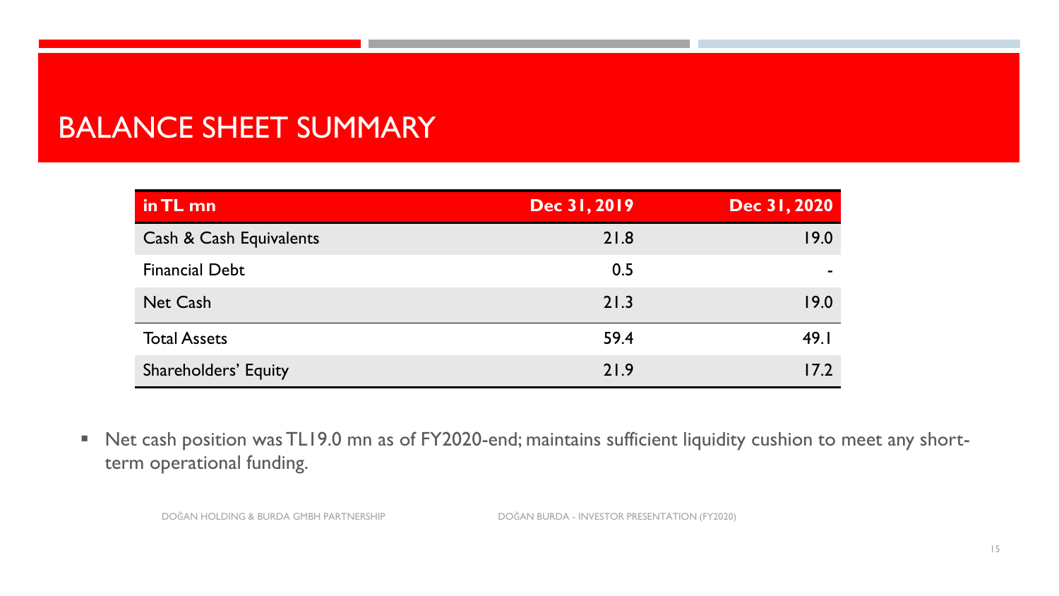# BALANCE SHEET SUMMARY

| in TL mn | Dec 31, 2019 | Dec 31, 2020 |
|---|---|---|
| Cash & Cash Equivalents | 21.8 | 19.0 |
| Financial Debt | 0.5 | - |
| Net Cash | 21.3 | 19.0 |
| Total Assets | 59.4 | 49.1 |
| Shareholders' Equity | 21.9 | 17.2 |

- Net cash position was TL19.0 mn as of FY2020-end; maintains sufficient liquidity cushion to meet any short-term operational funding.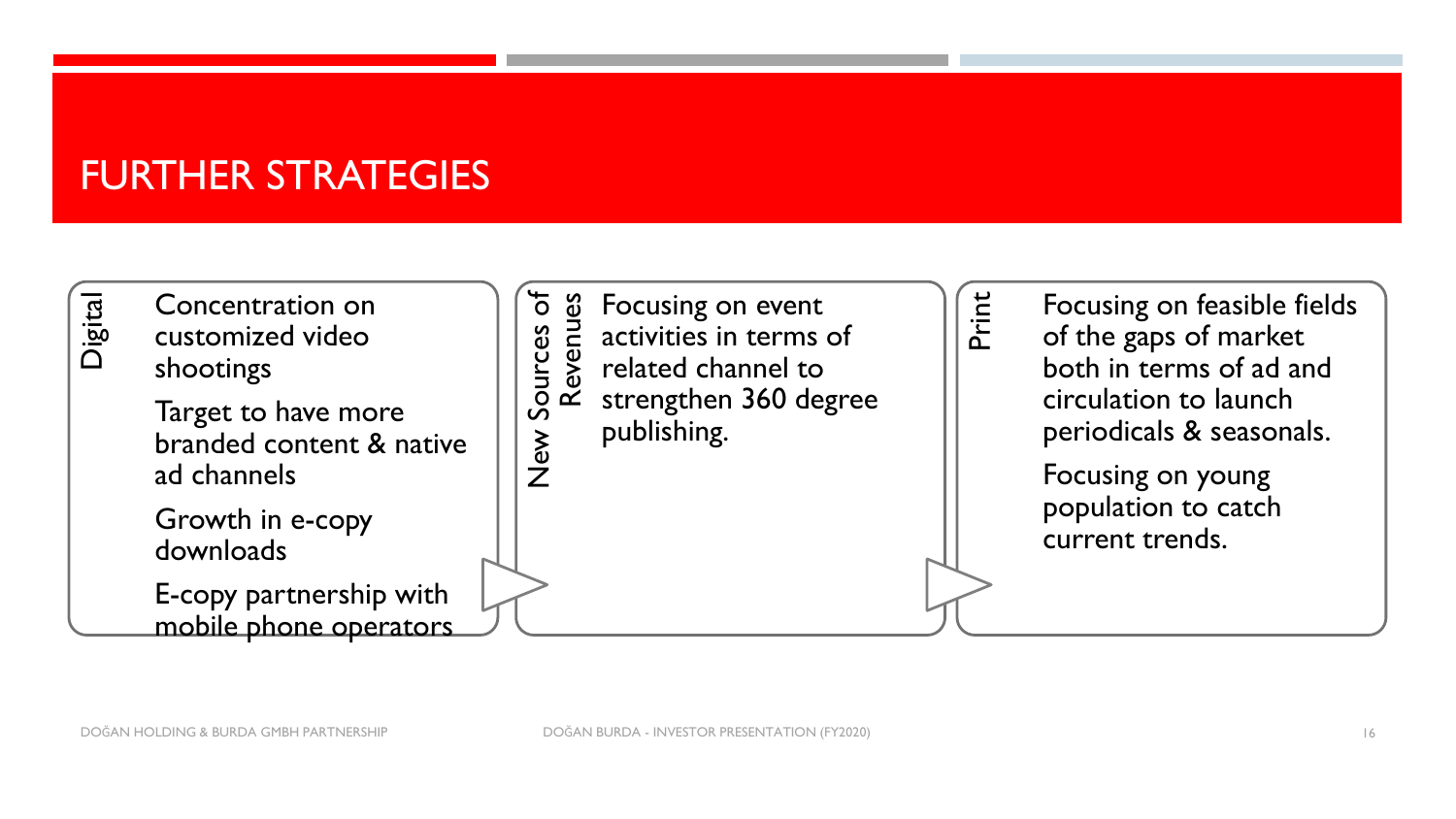# FURTHER STRATEGIES

## Digital

- Concentration on customized video shootings
- Target to have more branded content & native ad channels
- Growth in e-copy downloads
- E-copy partnership with mobile phone operators

## New Sources of Revenues

- Focusing on event activities in terms of related channel to strengthen 360 degree publishing.

## Print

- Focusing on feasible fields of the gaps of market both in terms of ad and circulation to launch periodicals & seasonals.
- Focusing on young population to catch current trends.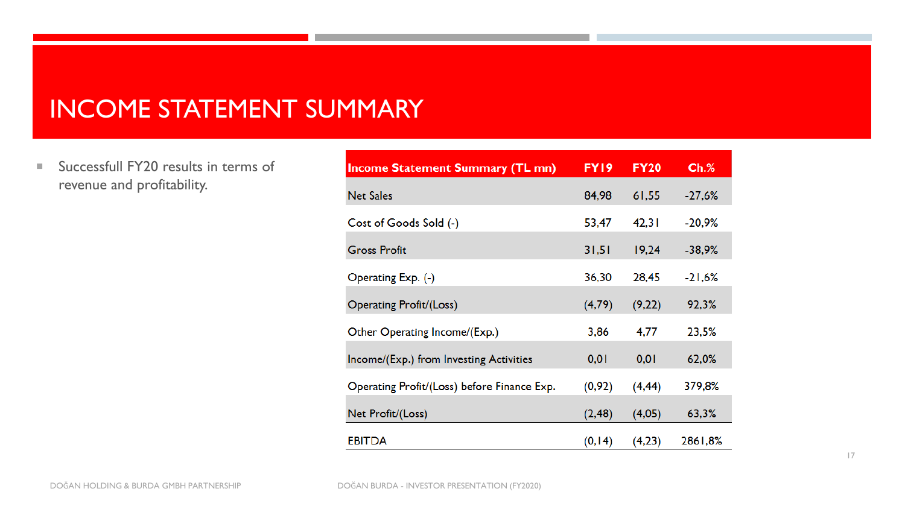# INCOME STATEMENT SUMMARY

- Successfull FY20 results in terms of revenue and profitability.

| Income Statement Summary (TL mn) | FY19 | FY20 | Ch.% |
|---|---|---|---|
| Net Sales | 84,98 | 61,55 | -27,6% |
| Cost of Goods Sold (-) | 53,47 | 42,31 | -20,9% |
| Gross Profit | 31,51 | 19,24 | -38,9% |
| Operating Exp. (-) | 36,30 | 28,45 | -21,6% |
| Operating Profit/(Loss) | (4,79) | (9,22) | 92,3% |
| Other Operating Income/(Exp.) | 3,86 | 4,77 | 23,5% |
| Income/(Exp.) from Investing Activities | 0,01 | 0,01 | 62,0% |
| Operating Profit/(Loss) before Finance Exp. | (0,92) | (4,44) | 379,8% |
| Net Profit/(Loss) | (2,48) | (4,05) | 63,3% |
| EBITDA | (0,14) | (4,23) | 2861,8% |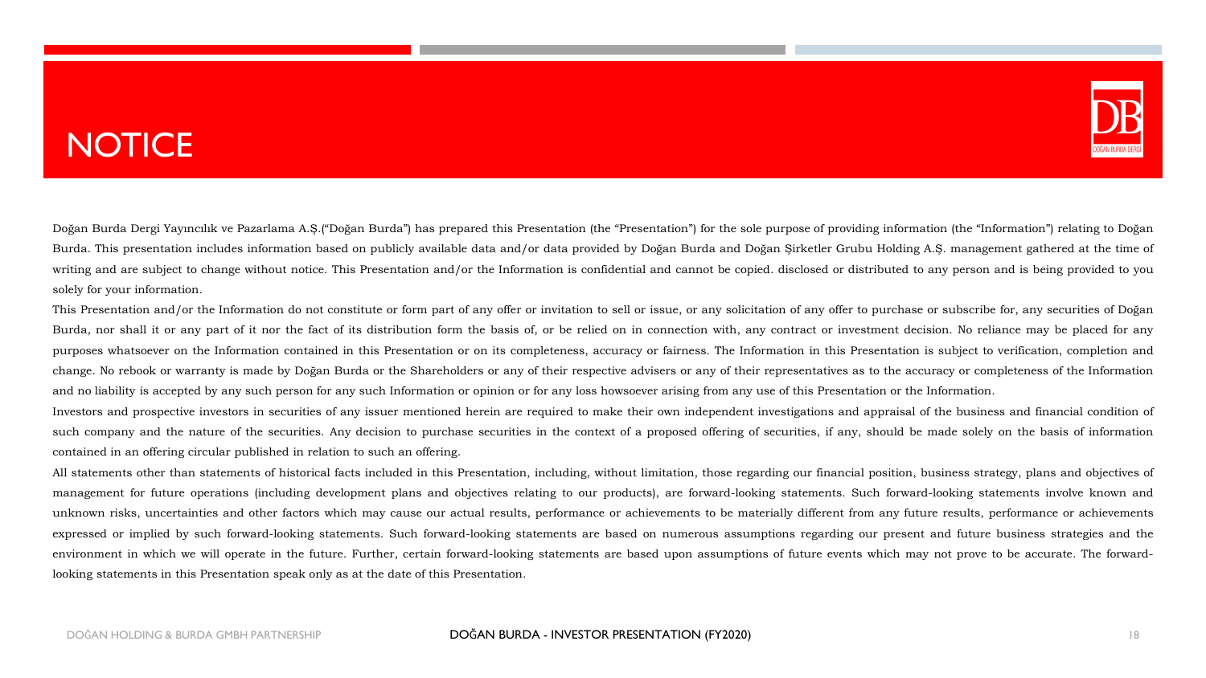# NOTICE

Doğan Burda Dergi Yayıncılık ve Pazarlama A.Ş.("Doğan Burda") has prepared this Presentation (the "Presentation") for the sole purpose of providing information (the "Information") relating to Doğan Burda. This presentation includes information based on publicly available data and/or data provided by Doğan Burda and Doğan Şirketler Grubu Holding A.Ş. management gathered at the time of writing and are subject to change without notice. This Presentation and/or the Information is confidential and cannot be copied. disclosed or distributed to any person and is being provided to you solely for your information.

This Presentation and/or the Information do not constitute or form part of any offer or invitation to sell or issue, or any solicitation of any offer to purchase or subscribe for, any securities of Doğan Burda, nor shall it or any part of it nor the fact of its distribution form the basis of, or be relied on in connection with, any contract or investment decision. No reliance may be placed for any purposes whatsoever on the Information contained in this Presentation or on its completeness, accuracy or fairness. The Information in this Presentation is subject to verification, completion and change. No rebook or warranty is made by Doğan Burda or the Shareholders or any of their respective advisers or any of their representatives as to the accuracy or completeness of the Information and no liability is accepted by any such person for any such Information or opinion or for any loss howsoever arising from any use of this Presentation or the Information.

Investors and prospective investors in securities of any issuer mentioned herein are required to make their own independent investigations and appraisal of the business and financial condition of such company and the nature of the securities. Any decision to purchase securities in the context of a proposed offering of securities, if any, should be made solely on the basis of information contained in an offering circular published in relation to such an offering.

All statements other than statements of historical facts included in this Presentation, including, without limitation, those regarding our financial position, business strategy, plans and objectives of management for future operations (including development plans and objectives relating to our products), are forward-looking statements. Such forward-looking statements involve known and unknown risks, uncertainties and other factors which may cause our actual results, performance or achievements to be materially different from any future results, performance or achievements expressed or implied by such forward-looking statements. Such forward-looking statements are based on numerous assumptions regarding our present and future business strategies and the environment in which we will operate in the future. Further, certain forward-looking statements are based upon assumptions of future events which may not prove to be accurate. The forward-looking statements in this Presentation speak only as at the date of this Presentation.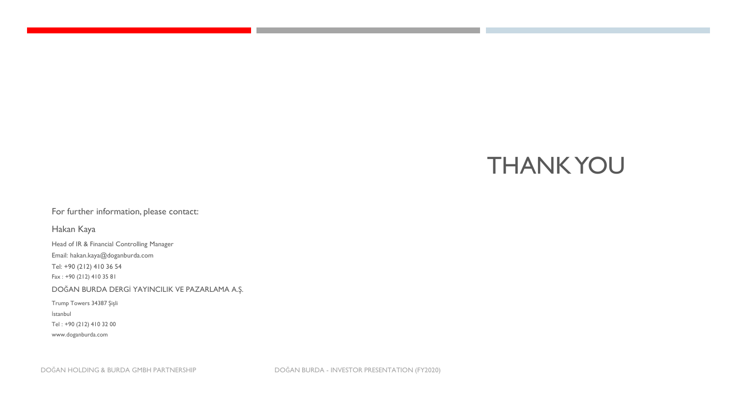# THANK YOU

For further information, please contact:

Hakan Kaya

Head of IR & Financial Controlling Manager

Email: hakan.kaya@doganburda.com

Tel: +90 (212) 410 36 54

Fax : +90 (212) 410 35 81

DOĞAN BURDA DERGİ YAYINCILIK VE PAZARLAMA A.Ş.

Trump Towers 34387 Şişli

İstanbul

Tel : +90 (212) 410 32 00

www.doganburda.com